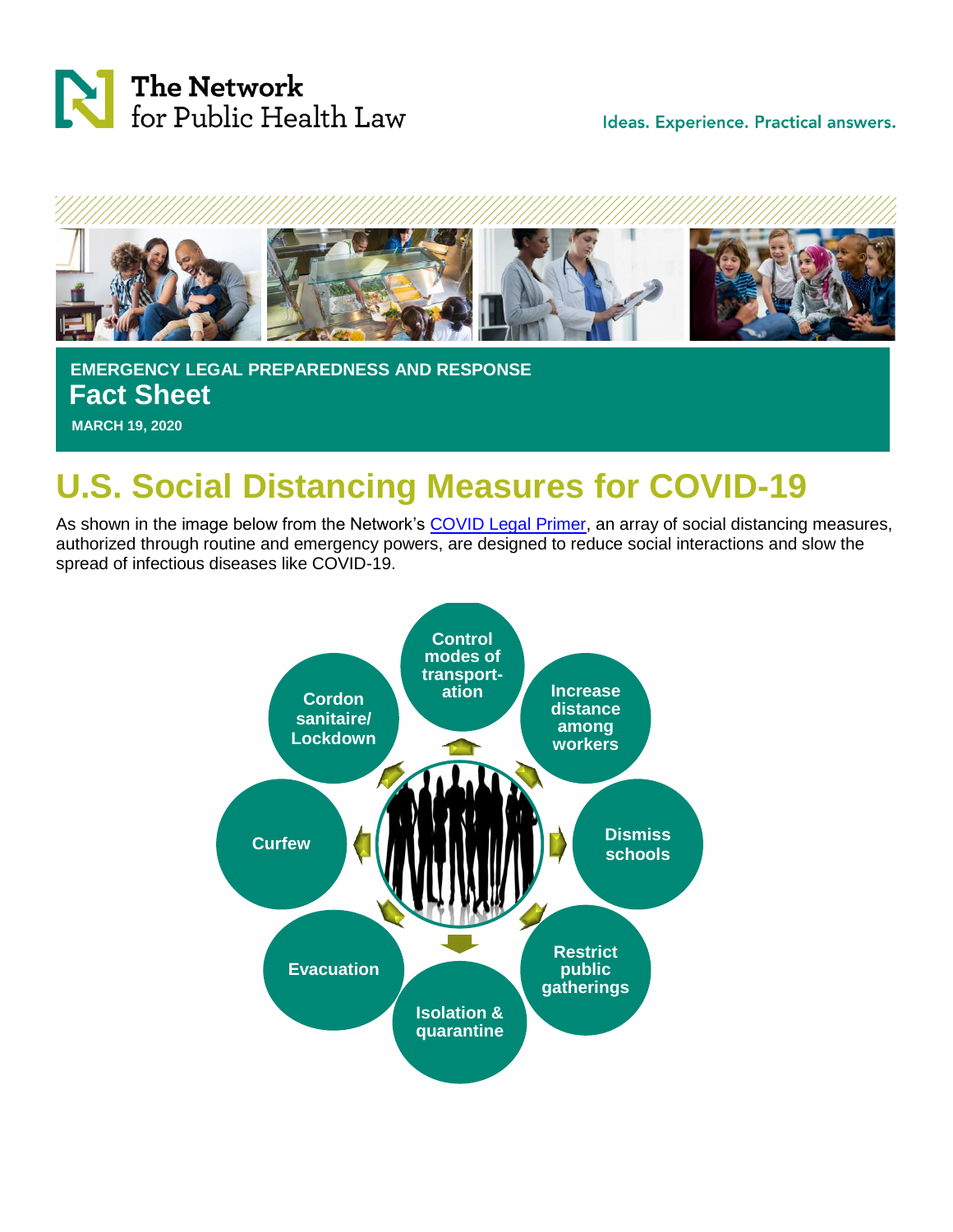The Network for Public Health Law

Ideas. Experience. Practical answers.

**EMERGENCY LEGAL PREPAREDNESS AND RESPONSE**

**Fact Sheet**

**MARCH 19, 2020**

# U.S. Social Distancing Measures for COVID-19

As shown in the image below from the Network's COVID Legal Primer, an array of social distancing measures, authorized through routine and emergency powers, are designed to reduce social interactions and slow the spread of infectious diseases like COVID-19.

- Control modes of transportation
- Increase distance among workers
- Dismiss schools
- Restrict public gatherings
- Isolation & quarantine
- Evacuation
- Curfew
- Cordon sanitaire/ Lockdown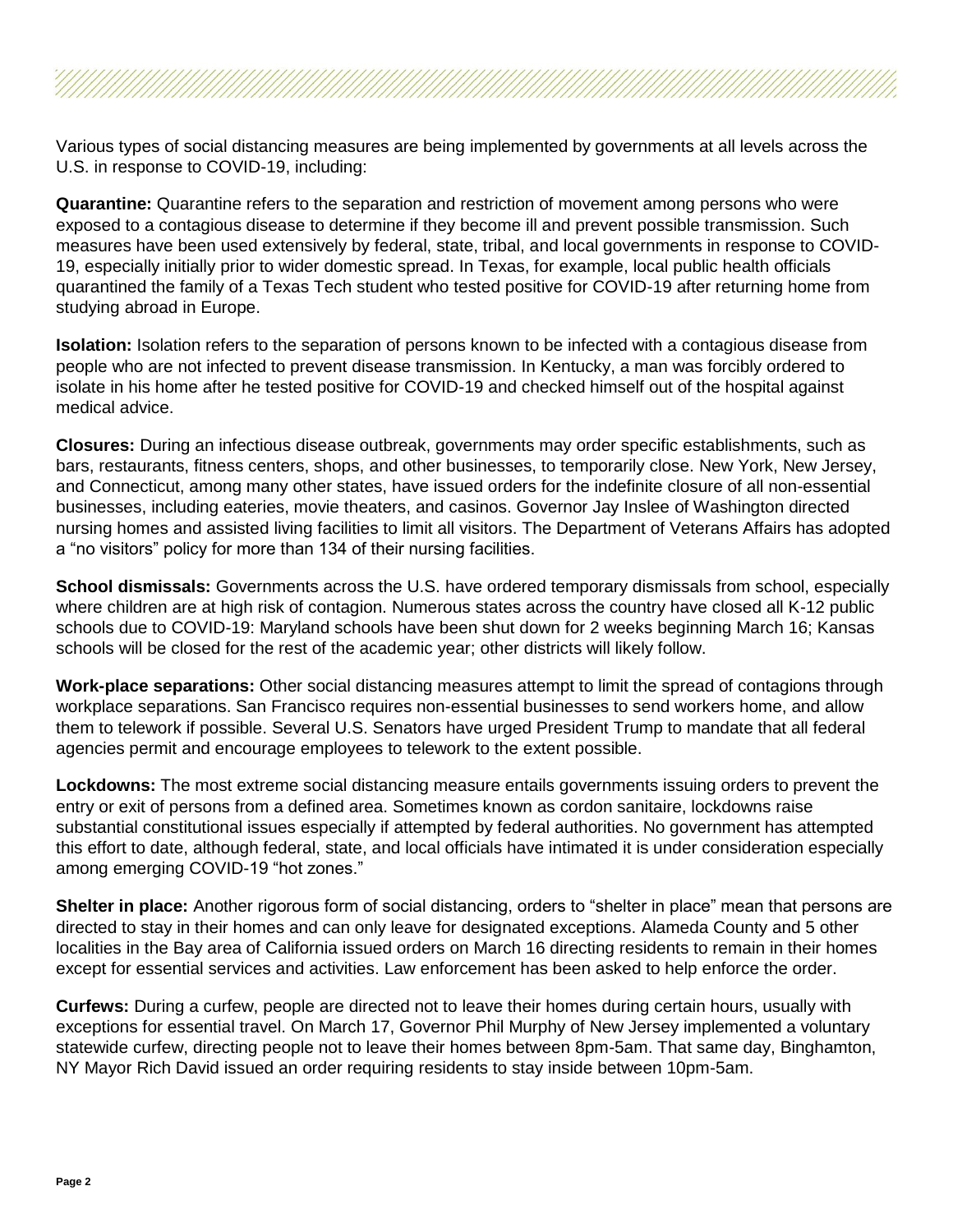Various types of social distancing measures are being implemented by governments at all levels across the U.S. in response to COVID-19, including:

**Quarantine:** Quarantine refers to the separation and restriction of movement among persons who were exposed to a contagious disease to determine if they become ill and prevent possible transmission. Such measures have been used extensively by federal, state, tribal, and local governments in response to COVID-19, especially initially prior to wider domestic spread. In Texas, for example, local public health officials quarantined the family of a Texas Tech student who tested positive for COVID-19 after returning home from studying abroad in Europe.

**Isolation:** Isolation refers to the separation of persons known to be infected with a contagious disease from people who are not infected to prevent disease transmission. In Kentucky, a man was forcibly ordered to isolate in his home after he tested positive for COVID-19 and checked himself out of the hospital against medical advice.

**Closures:** During an infectious disease outbreak, governments may order specific establishments, such as bars, restaurants, fitness centers, shops, and other businesses, to temporarily close. New York, New Jersey, and Connecticut, among many other states, have issued orders for the indefinite closure of all non-essential businesses, including eateries, movie theaters, and casinos. Governor Jay Inslee of Washington directed nursing homes and assisted living facilities to limit all visitors. The Department of Veterans Affairs has adopted a "no visitors" policy for more than 134 of their nursing facilities.

**School dismissals:** Governments across the U.S. have ordered temporary dismissals from school, especially where children are at high risk of contagion. Numerous states across the country have closed all K-12 public schools due to COVID-19: Maryland schools have been shut down for 2 weeks beginning March 16; Kansas schools will be closed for the rest of the academic year; other districts will likely follow.

**Work-place separations:** Other social distancing measures attempt to limit the spread of contagions through workplace separations. San Francisco requires non-essential businesses to send workers home, and allow them to telework if possible. Several U.S. Senators have urged President Trump to mandate that all federal agencies permit and encourage employees to telework to the extent possible.

**Lockdowns:** The most extreme social distancing measure entails governments issuing orders to prevent the entry or exit of persons from a defined area. Sometimes known as cordon sanitaire, lockdowns raise substantial constitutional issues especially if attempted by federal authorities. No government has attempted this effort to date, although federal, state, and local officials have intimated it is under consideration especially among emerging COVID-19 "hot zones."

**Shelter in place:** Another rigorous form of social distancing, orders to "shelter in place" mean that persons are directed to stay in their homes and can only leave for designated exceptions. Alameda County and 5 other localities in the Bay area of California issued orders on March 16 directing residents to remain in their homes except for essential services and activities. Law enforcement has been asked to help enforce the order.

**Curfews:** During a curfew, people are directed not to leave their homes during certain hours, usually with exceptions for essential travel. On March 17, Governor Phil Murphy of New Jersey implemented a voluntary statewide curfew, directing people not to leave their homes between 8pm-5am. That same day, Binghamton, NY Mayor Rich David issued an order requiring residents to stay inside between 10pm-5am.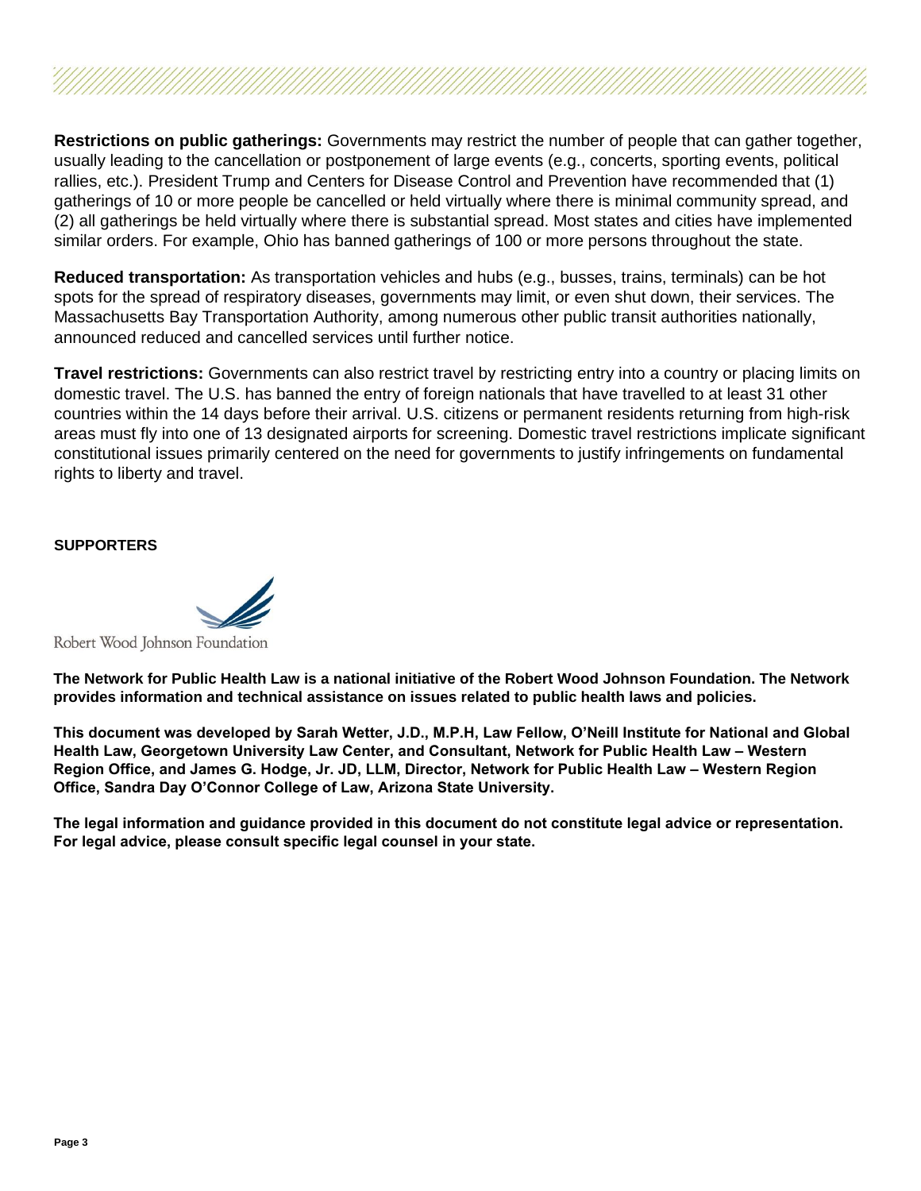**Restrictions on public gatherings:** Governments may restrict the number of people that can gather together, usually leading to the cancellation or postponement of large events (e.g., concerts, sporting events, political rallies, etc.). President Trump and Centers for Disease Control and Prevention have recommended that (1) gatherings of 10 or more people be cancelled or held virtually where there is minimal community spread, and (2) all gatherings be held virtually where there is substantial spread. Most states and cities have implemented similar orders. For example, Ohio has banned gatherings of 100 or more persons throughout the state.

**Reduced transportation:** As transportation vehicles and hubs (e.g., busses, trains, terminals) can be hot spots for the spread of respiratory diseases, governments may limit, or even shut down, their services. The Massachusetts Bay Transportation Authority, among numerous other public transit authorities nationally, announced reduced and cancelled services until further notice.

**Travel restrictions:** Governments can also restrict travel by restricting entry into a country or placing limits on domestic travel. The U.S. has banned the entry of foreign nationals that have travelled to at least 31 other countries within the 14 days before their arrival. U.S. citizens or permanent residents returning from high-risk areas must fly into one of 13 designated airports for screening. Domestic travel restrictions implicate significant constitutional issues primarily centered on the need for governments to justify infringements on fundamental rights to liberty and travel.

**SUPPORTERS**

Robert Wood Johnson Foundation

**The Network for Public Health Law is a national initiative of the Robert Wood Johnson Foundation. The Network provides information and technical assistance on issues related to public health laws and policies.**

**This document was developed by Sarah Wetter, J.D., M.P.H, Law Fellow, O'Neill Institute for National and Global Health Law, Georgetown University Law Center, and Consultant, Network for Public Health Law – Western Region Office, and James G. Hodge, Jr. JD, LLM, Director, Network for Public Health Law – Western Region Office, Sandra Day O'Connor College of Law, Arizona State University.**

**The legal information and guidance provided in this document do not constitute legal advice or representation. For legal advice, please consult specific legal counsel in your state.**